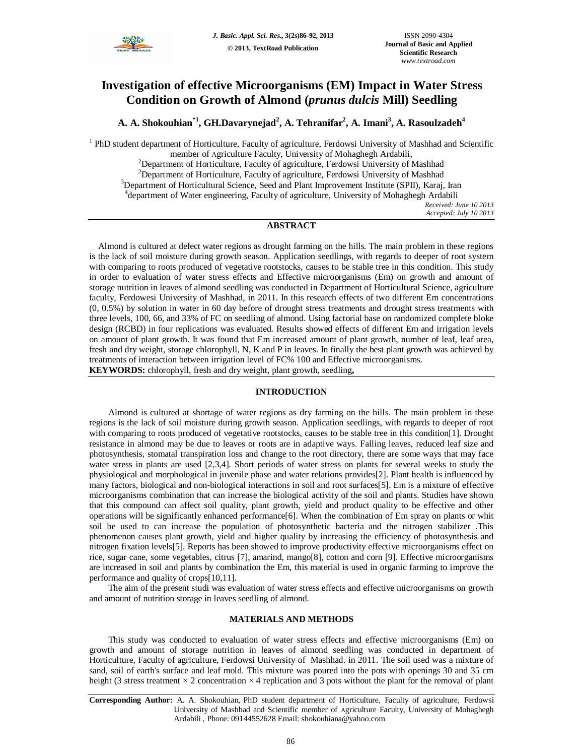# Investigation of effective Microorganisms (EM) Impact in Water Stress Condition on Growth of Almond (*prunus dulcis* Mill) Seedling

**A. A. Shokouhian[*1], GH.Davarynejad[2], A. Tehranifar[2], A. Imani[3], A. Rasoulzadeh[4]**

[1] PhD student department of Horticulture, Faculty of agriculture, Ferdowsi University of Mashhad and Scientific member of Agriculture Faculty, University of Mohaghegh Ardabili,
[2]Department of Horticulture, Faculty of agriculture, Ferdowsi University of Mashhad
[2]Department of Horticulture, Faculty of agriculture, Ferdowsi University of Mashhad
[3]Department of Horticultural Science, Seed and Plant Improvement Institute (SPII), Karaj, Iran
[4]department of Water engineering, Faculty of agriculture, University of Mohaghegh Ardabili

*Received: June 10 2013*
*Accepted: July 10 2013*

## ABSTRACT

Almond is cultured at defect water regions as drought farming on the hills. The main problem in these regions is the lack of soil moisture during growth season. Application seedlings, with regards to deeper of root system with comparing to roots produced of vegetative rootstocks, causes to be stable tree in this condition. This study in order to evaluation of water stress effects and Effective microorganisms (Em) on growth and amount of storage nutrition in leaves of almond seedling was conducted in Department of Horticultural Science, agriculture faculty, Ferdowesi University of Mashhad, in 2011. In this research effects of two different Em concentrations (0, 0.5%) by solution in water in 60 day before of drought stress treatments and drought stress treatments with three levels, 100, 66, and 33% of FC on seedling of almond. Using factorial base on randomized complete bloke design (RCBD) in four replications was evaluated. Results showed effects of different Em and irrigation levels on amount of plant growth. It was found that Em increased amount of plant growth, number of leaf, leaf area, fresh and dry weight, storage chlorophyll, N, K and P in leaves. In finally the best plant growth was achieved by treatments of interaction between irrigation level of FC% 100 and Effective microorganisms.

**KEYWORDS:** chlorophyll, fresh and dry weight, plant growth, seedling**,**

## INTRODUCTION

Almond is cultured at shortage of water regions as dry farming on the hills. The main problem in these regions is the lack of soil moisture during growth season. Application seedlings, with regards to deeper of root with comparing to roots produced of vegetative rootstocks, causes to be stable tree in this condition[1]. Drought resistance in almond may be due to leaves or roots are in adaptive ways. Falling leaves, reduced leaf size and photosynthesis, stomatal transpiration loss and change to the root directory, there are some ways that may face water stress in plants are used [2,3,4]. Short periods of water stress on plants for several weeks to study the physiological and morphological in juvenile phase and water relations provides[2]. Plant health is influenced by many factors, biological and non-biological interactions in soil and root surfaces[5]. Em is a mixture of effective microorganisms combination that can increase the biological activity of the soil and plants. Studies have shown that this compound can affect soil quality, plant growth, yield and product quality to be effective and other operations will be significantly enhanced performance[6]. When the combination of Em spray on plants or whit soil be used to can increase the population of photosynthetic bacteria and the nitrogen stabilizer .This phenomenon causes plant growth, yield and higher quality by increasing the efficiency of photosynthesis and nitrogen fixation levels[5]. Reports has been showed to improve productivity effective microorganisms effect on rice, sugar cane, some vegetables, citrus [7], amarind, mango[8], cotton and corn [9]. Effective microorganisms are increased in soil and plants by combination the Em, this material is used in organic farming to improve the performance and quality of crops[10,11].

The aim of the present studi was evaluation of water stress effects and effective microorganisms on growth and amount of nutrition storage in leaves seedling of almond.

## MATERIALS AND METHODS

This study was conducted to evaluation of water stress effects and effective microorganisms (Em) on growth and amount of storage nutrition in leaves of almond seedling was conducted in department of Horticulture, Faculty of agriculture, Ferdowsi University of Mashhad. in 2011. The soil used was a mixture of sand, soil of earth's surface and leaf mold. This mixture was poured into the pots with openings 30 and 35 cm height (3 stress treatment × 2 concentration × 4 replication and 3 pots without the plant for the removal of plant

**Corresponding Author:** A. A. Shokouhian, PhD student department of Horticulture, Faculty of agriculture, Ferdowsi University of Mashhad and Scientific member of Agriculture Faculty, University of Mohaghegh Ardabili , Phone: 09144552628 Email: shokouhiana@yahoo.com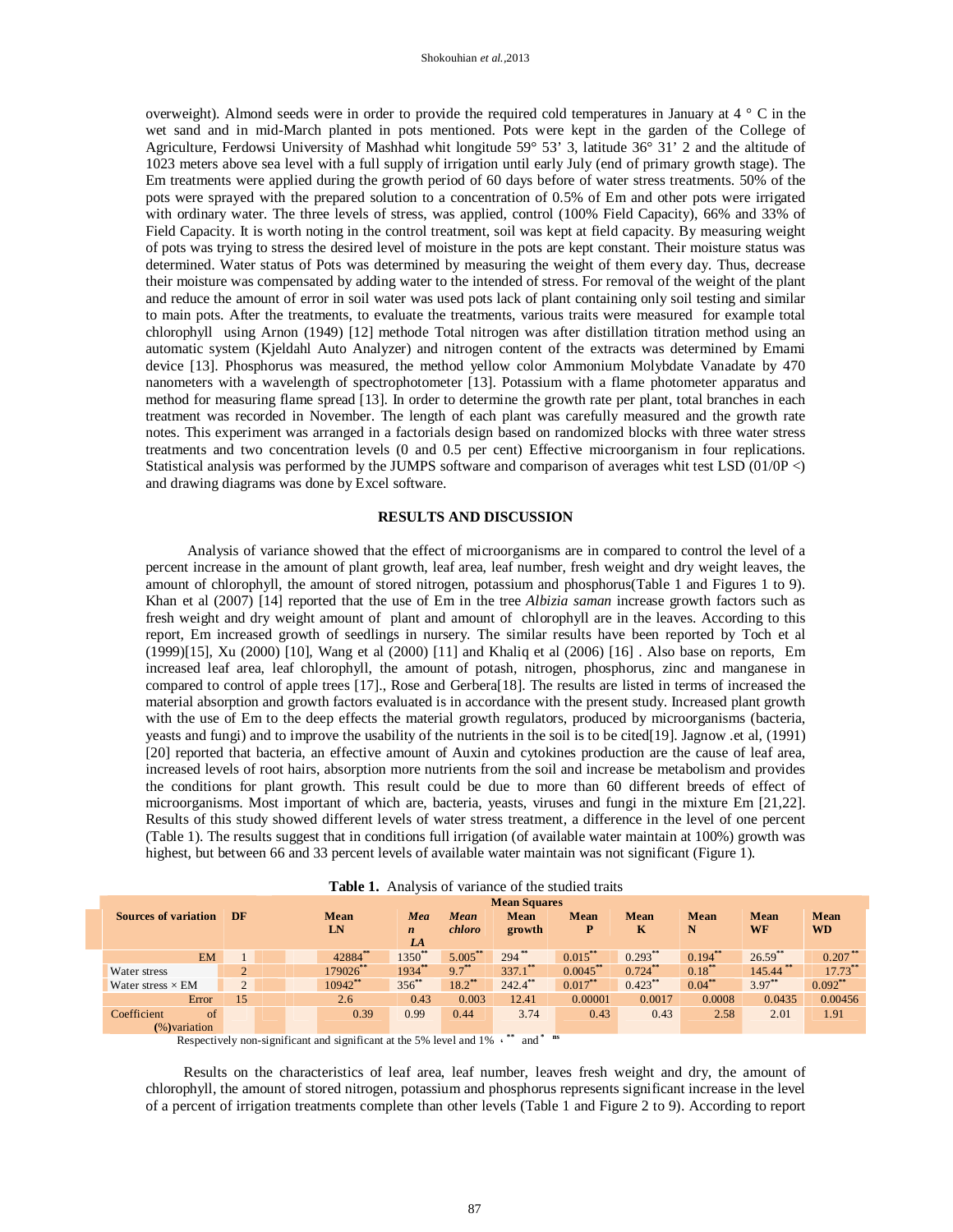overweight). Almond seeds were in order to provide the required cold temperatures in January at 4 ° C in the wet sand and in mid-March planted in pots mentioned. Pots were kept in the garden of the College of Agriculture, Ferdowsi University of Mashhad whit longitude 59° 53' 3, latitude 36° 31' 2 and the altitude of 1023 meters above sea level with a full supply of irrigation until early July (end of primary growth stage). The Em treatments were applied during the growth period of 60 days before of water stress treatments. 50% of the pots were sprayed with the prepared solution to a concentration of 0.5% of Em and other pots were irrigated with ordinary water. The three levels of stress, was applied, control (100% Field Capacity), 66% and 33% of Field Capacity. It is worth noting in the control treatment, soil was kept at field capacity. By measuring weight of pots was trying to stress the desired level of moisture in the pots are kept constant. Their moisture status was determined. Water status of Pots was determined by measuring the weight of them every day. Thus, decrease their moisture was compensated by adding water to the intended of stress. For removal of the weight of the plant and reduce the amount of error in soil water was used pots lack of plant containing only soil testing and similar to main pots. After the treatments, to evaluate the treatments, various traits were measured for example total chlorophyll using Arnon (1949) [12] methode Total nitrogen was after distillation titration method using an automatic system (Kjeldahl Auto Analyzer) and nitrogen content of the extracts was determined by Emami device [13]. Phosphorus was measured, the method yellow color Ammonium Molybdate Vanadate by 470 nanometers with a wavelength of spectrophotometer [13]. Potassium with a flame photometer apparatus and method for measuring flame spread [13]. In order to determine the growth rate per plant, total branches in each treatment was recorded in November. The length of each plant was carefully measured and the growth rate notes. This experiment was arranged in a factorials design based on randomized blocks with three water stress treatments and two concentration levels (0 and 0.5 per cent) Effective microorganism in four replications. Statistical analysis was performed by the JUMPS software and comparison of averages whit test LSD (01/0P <) and drawing diagrams was done by Excel software.

## RESULTS AND DISCUSSION

Analysis of variance showed that the effect of microorganisms are in compared to control the level of a percent increase in the amount of plant growth, leaf area, leaf number, fresh weight and dry weight leaves, the amount of chlorophyll, the amount of stored nitrogen, potassium and phosphorus(Table 1 and Figures 1 to 9). Khan et al (2007) [14] reported that the use of Em in the tree *Albizia saman* increase growth factors such as fresh weight and dry weight amount of plant and amount of chlorophyll are in the leaves. According to this report, Em increased growth of seedlings in nursery. The similar results have been reported by Toch et al (1999)[15], Xu (2000) [10], Wang et al (2000) [11] and Khaliq et al (2006) [16] . Also base on reports, Em increased leaf area, leaf chlorophyll, the amount of potash, nitrogen, phosphorus, zinc and manganese in compared to control of apple trees [17]., Rose and Gerbera[18]. The results are listed in terms of increased the material absorption and growth factors evaluated is in accordance with the present study. Increased plant growth with the use of Em to the deep effects the material growth regulators, produced by microorganisms (bacteria, yeasts and fungi) and to improve the usability of the nutrients in the soil is to be cited[19]. Jagnow .et al, (1991) [20] reported that bacteria, an effective amount of Auxin and cytokines production are the cause of leaf area, increased levels of root hairs, absorption more nutrients from the soil and increase be metabolism and provides the conditions for plant growth. This result could be due to more than 60 different breeds of effect of microorganisms. Most important of which are, bacteria, yeasts, viruses and fungi in the mixture Em [21,22]. Results of this study showed different levels of water stress treatment, a difference in the level of one percent (Table 1). The results suggest that in conditions full irrigation (of available water maintain at 100%) growth was highest, but between 66 and 33 percent levels of available water maintain was not significant (Figure 1).

**Table 1.** Analysis of variance of the studied traits

| Sources of variation | DF | Mean Squares | | | | | | | | |
|---|---|---|---|---|---|---|---|---|---|---|
| | | Mean LN | *Mean LA* | *Mean chloro* | Mean growth | Mean P | Mean K | Mean N | Mean WF | Mean WD |
| EM | 1 | 42884** | 1350** | 5.005** | 294** | 0.015** | 0.293** | 0.194** | 26.59** | 0.207** |
| Water stress | 2 | 179026** | 1934** | 9.7** | 337.1** | 0.0045** | 0.724** | 0.18** | 145.44** | 17.73** |
| Water stress × EM | 2 | 10942** | 356** | 18.2** | 242.4** | 0.017** | 0.423** | 0.04** | 3.97** | 0.092** |
| Error | 15 | 2.6 | 0.43 | 0.003 | 12.41 | 0.00001 | 0.0017 | 0.0008 | 0.0435 | 0.00456 |
| Coefficient of (%)variation | | 0.39 | 0.99 | 0.44 | 3.74 | 0.43 | 0.43 | 2.58 | 2.01 | 1.91 |

Respectively non-significant and significant at the 5% level and 1% ، ** and * ns

Results on the characteristics of leaf area, leaf number, leaves fresh weight and dry, the amount of chlorophyll, the amount of stored nitrogen, potassium and phosphorus represents significant increase in the level of a percent of irrigation treatments complete than other levels (Table 1 and Figure 2 to 9). According to report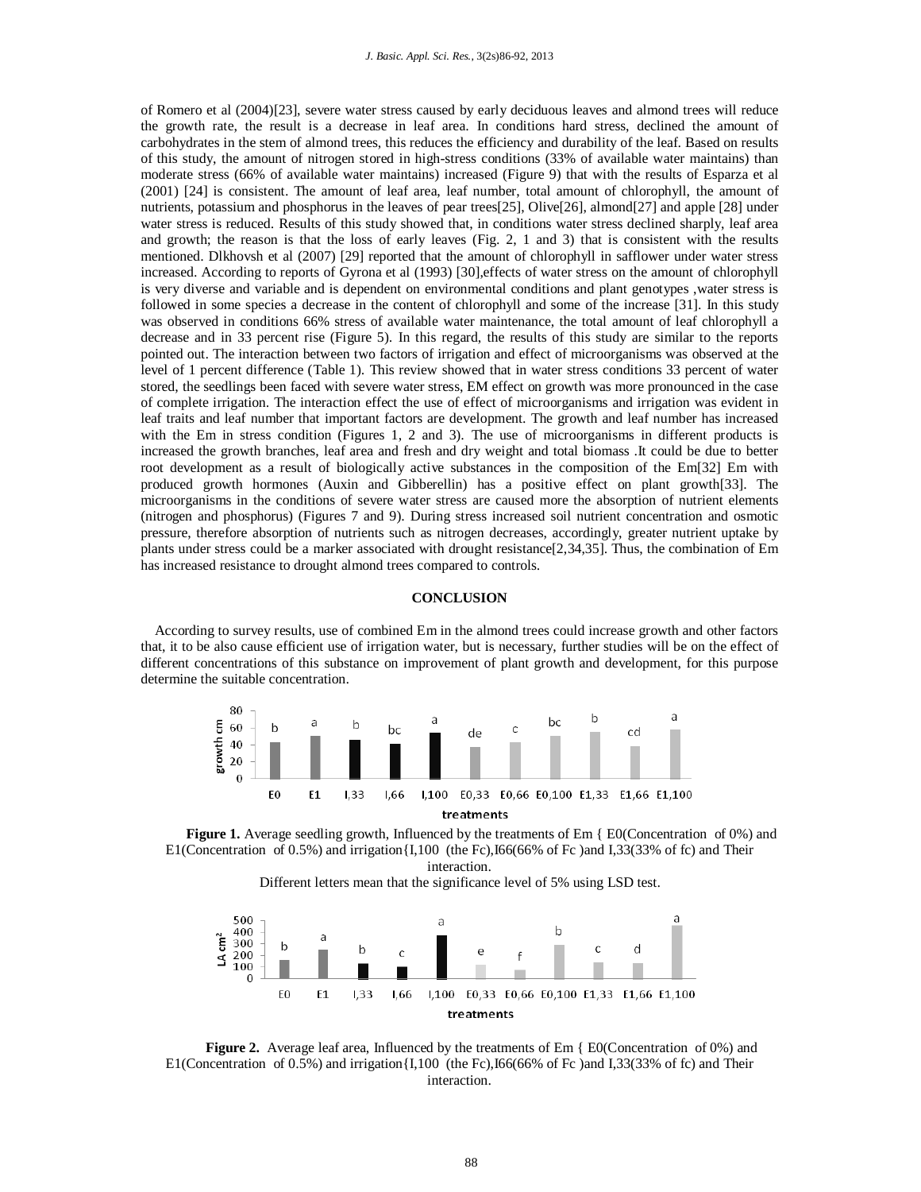of Romero et al (2004)[23], severe water stress caused by early deciduous leaves and almond trees will reduce the growth rate, the result is a decrease in leaf area. In conditions hard stress, declined the amount of carbohydrates in the stem of almond trees, this reduces the efficiency and durability of the leaf. Based on results of this study, the amount of nitrogen stored in high-stress conditions (33% of available water maintains) than moderate stress (66% of available water maintains) increased (Figure 9) that with the results of Esparza et al (2001) [24] is consistent. The amount of leaf area, leaf number, total amount of chlorophyll, the amount of nutrients, potassium and phosphorus in the leaves of pear trees[25], Olive[26], almond[27] and apple [28] under water stress is reduced. Results of this study showed that, in conditions water stress declined sharply, leaf area and growth; the reason is that the loss of early leaves (Fig. 2, 1 and 3) that is consistent with the results mentioned. Dlkhovsh et al (2007) [29] reported that the amount of chlorophyll in safflower under water stress increased. According to reports of Gyrona et al (1993) [30],effects of water stress on the amount of chlorophyll is very diverse and variable and is dependent on environmental conditions and plant genotypes ,water stress is followed in some species a decrease in the content of chlorophyll and some of the increase [31]. In this study was observed in conditions 66% stress of available water maintenance, the total amount of leaf chlorophyll a decrease and in 33 percent rise (Figure 5). In this regard, the results of this study are similar to the reports pointed out. The interaction between two factors of irrigation and effect of microorganisms was observed at the level of 1 percent difference (Table 1). This review showed that in water stress conditions 33 percent of water stored, the seedlings been faced with severe water stress, EM effect on growth was more pronounced in the case of complete irrigation. The interaction effect the use of effect of microorganisms and irrigation was evident in leaf traits and leaf number that important factors are development. The growth and leaf number has increased with the Em in stress condition (Figures 1, 2 and 3). The use of microorganisms in different products is increased the growth branches, leaf area and fresh and dry weight and total biomass .It could be due to better root development as a result of biologically active substances in the composition of the Em[32] Em with produced growth hormones (Auxin and Gibberellin) has a positive effect on plant growth[33]. The microorganisms in the conditions of severe water stress are caused more the absorption of nutrient elements (nitrogen and phosphorus) (Figures 7 and 9). During stress increased soil nutrient concentration and osmotic pressure, therefore absorption of nutrients such as nitrogen decreases, accordingly, greater nutrient uptake by plants under stress could be a marker associated with drought resistance[2,34,35]. Thus, the combination of Em has increased resistance to drought almond trees compared to controls.

## CONCLUSION

According to survey results, use of combined Em in the almond trees could increase growth and other factors that, it to be also cause efficient use of irrigation water, but is necessary, further studies will be on the effect of different concentrations of this substance on improvement of plant growth and development, for this purpose determine the suitable concentration.

**Figure 1.** Average seedling growth, Influenced by the treatments of Em { E0(Concentration of 0%) and E1(Concentration of 0.5%) and irrigation{I,100 (the Fc),I66(66% of Fc )and I,33(33% of fc) and Their interaction.

Different letters mean that the significance level of 5% using LSD test.

**Figure 2.** Average leaf area, Influenced by the treatments of Em { E0(Concentration of 0%) and E1(Concentration of 0.5%) and irrigation{I,100 (the Fc),I66(66% of Fc )and I,33(33% of fc) and Their interaction.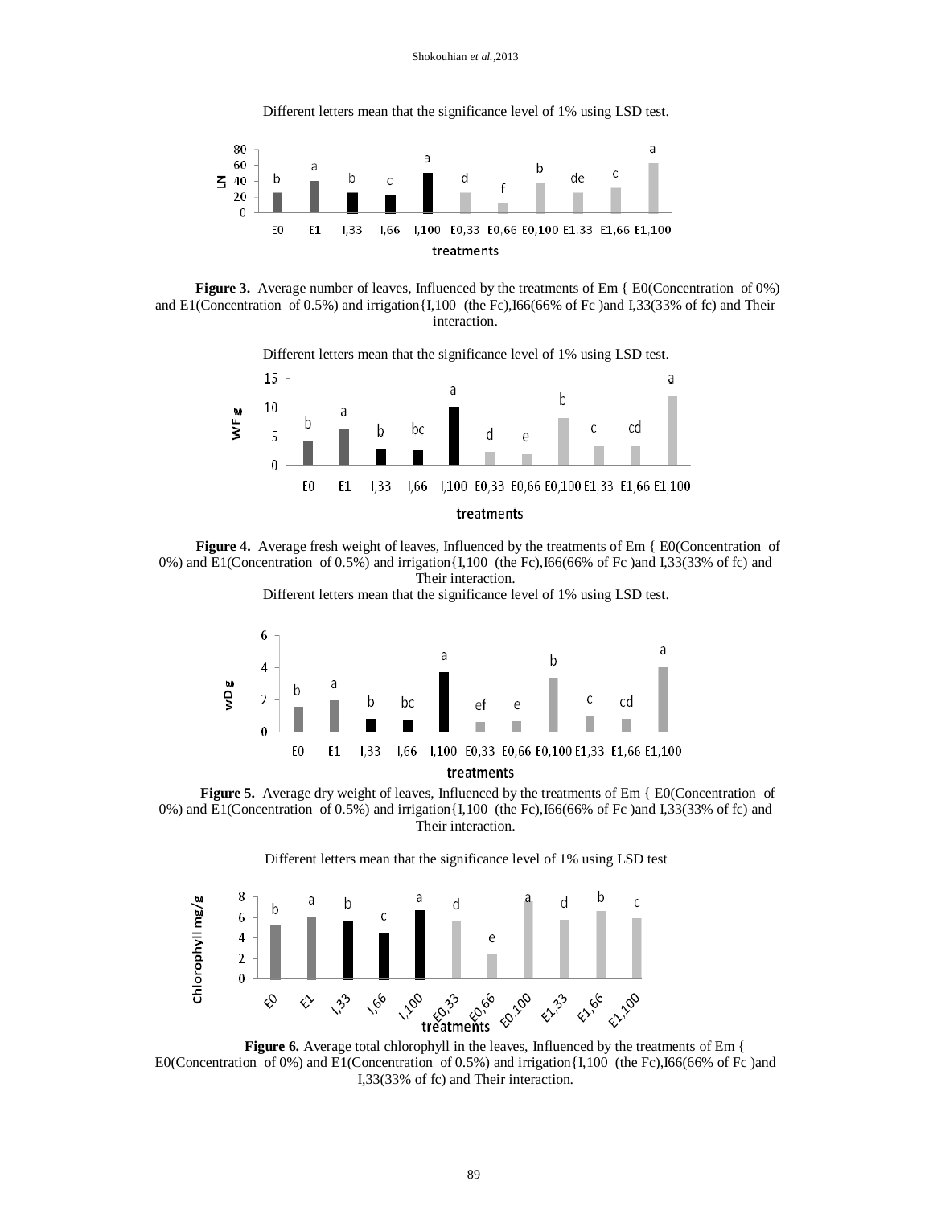Different letters mean that the significance level of 1% using LSD test.

**Figure 3.** Average number of leaves, Influenced by the treatments of Em { E0(Concentration of 0%) and E1(Concentration of 0.5%) and irrigation{I,100 (the Fc),I66(66% of Fc )and I,33(33% of fc) and Their interaction.

Different letters mean that the significance level of 1% using LSD test.

**Figure 4.** Average fresh weight of leaves, Influenced by the treatments of Em { E0(Concentration of 0%) and E1(Concentration of 0.5%) and irrigation{I,100 (the Fc),I66(66% of Fc )and I,33(33% of fc) and Their interaction.

Different letters mean that the significance level of 1% using LSD test.

**Figure 5.** Average dry weight of leaves, Influenced by the treatments of Em { E0(Concentration of 0%) and E1(Concentration of 0.5%) and irrigation{I,100 (the Fc),I66(66% of Fc )and I,33(33% of fc) and Their interaction.

Different letters mean that the significance level of 1% using LSD test

**Figure 6.** Average total chlorophyll in the leaves, Influenced by the treatments of Em { E0(Concentration of 0%) and E1(Concentration of 0.5%) and irrigation{I,100 (the Fc),I66(66% of Fc )and I,33(33% of fc) and Their interaction.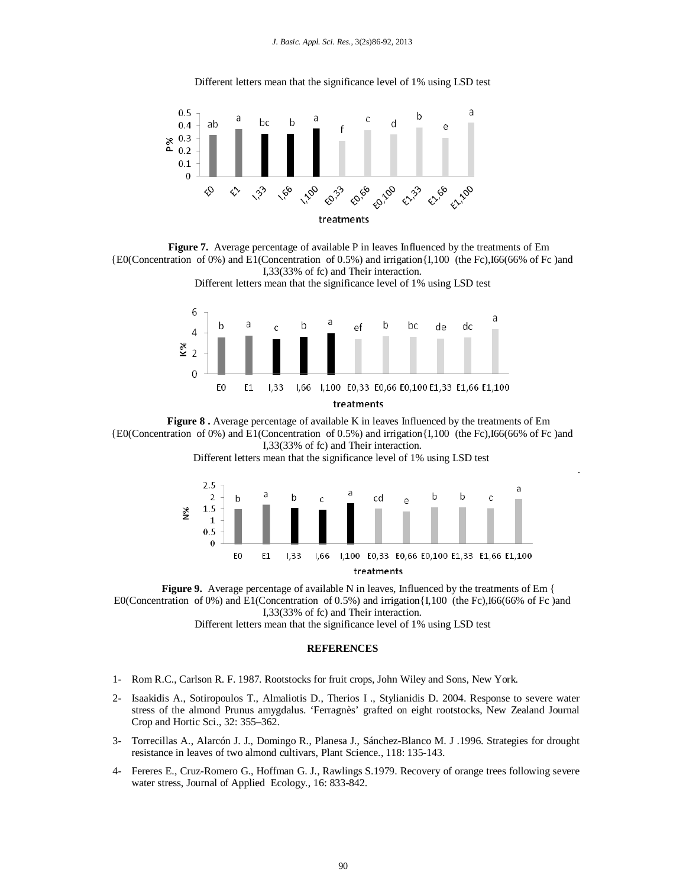Different letters mean that the significance level of 1% using LSD test

**Figure 7.** Average percentage of available P in leaves Influenced by the treatments of Em {E0(Concentration of 0%) and E1(Concentration of 0.5%) and irrigation{I,100 (the Fc),I66(66% of Fc )and I,33(33% of fc) and Their interaction.

Different letters mean that the significance level of 1% using LSD test

**Figure 8 .** Average percentage of available K in leaves Influenced by the treatments of Em {E0(Concentration of 0%) and E1(Concentration of 0.5%) and irrigation{I,100 (the Fc),I66(66% of Fc )and I,33(33% of fc) and Their interaction.

Different letters mean that the significance level of 1% using LSD test

**Figure 9.** Average percentage of available N in leaves, Influenced by the treatments of Em { E0(Concentration of 0%) and E1(Concentration of 0.5%) and irrigation{I,100 (the Fc),I66(66% of Fc )and I,33(33% of fc) and Their interaction.

Different letters mean that the significance level of 1% using LSD test

## REFERENCES

1- Rom R.C., Carlson R. F. 1987. Rootstocks for fruit crops, John Wiley and Sons, New York.

2- Isaakidis A., Sotiropoulos T., Almaliotis D., Therios I ., Stylianidis D. 2004. Response to severe water stress of the almond Prunus amygdalus. 'Ferragnès' grafted on eight rootstocks, New Zealand Journal Crop and Hortic Sci., 32: 355–362.

3- Torrecillas A., Alarcón J. J., Domingo R., Planesa J., Sánchez-Blanco M. J .1996. Strategies for drought resistance in leaves of two almond cultivars, Plant Science., 118: 135-143.

4- Fereres E., Cruz-Romero G., Hoffman G. J., Rawlings S.1979. Recovery of orange trees following severe water stress, Journal of Applied Ecology., 16: 833-842.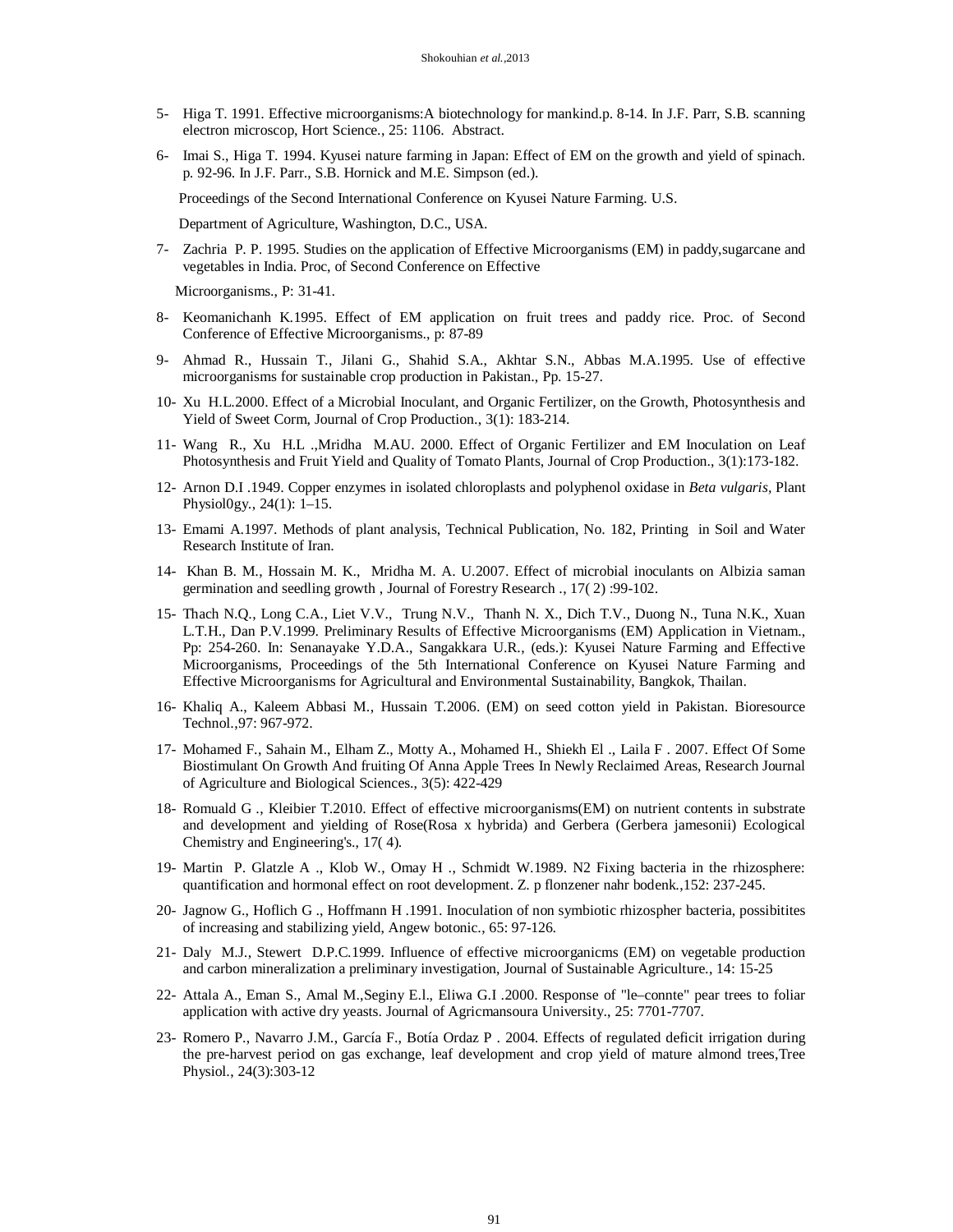5- Higa T. 1991. Effective microorganisms:A biotechnology for mankind.p. 8-14. In J.F. Parr, S.B. scanning electron microscop, Hort Science., 25: 1106. Abstract.

6- Imai S., Higa T. 1994. Kyusei nature farming in Japan: Effect of EM on the growth and yield of spinach. p. 92-96. In J.F. Parr., S.B. Hornick and M.E. Simpson (ed.).

Proceedings of the Second International Conference on Kyusei Nature Farming. U.S.

Department of Agriculture, Washington, D.C., USA.

7- Zachria P. P. 1995. Studies on the application of Effective Microorganisms (EM) in paddy,sugarcane and vegetables in India. Proc, of Second Conference on Effective

Microorganisms., P: 31-41.

8- Keomanichanh K.1995. Effect of EM application on fruit trees and paddy rice. Proc. of Second Conference of Effective Microorganisms., p: 87-89

9- Ahmad R., Hussain T., Jilani G., Shahid S.A., Akhtar S.N., Abbas M.A.1995. Use of effective microorganisms for sustainable crop production in Pakistan., Pp. 15-27.

10- Xu H.L.2000. Effect of a Microbial Inoculant, and Organic Fertilizer, on the Growth, Photosynthesis and Yield of Sweet Corm, Journal of Crop Production., 3(1): 183-214.

11- Wang R., Xu H.L .,Mridha M.AU. 2000. Effect of Organic Fertilizer and EM Inoculation on Leaf Photosynthesis and Fruit Yield and Quality of Tomato Plants, Journal of Crop Production., 3(1):173-182.

12- Arnon D.I .1949. Copper enzymes in isolated chloroplasts and polyphenol oxidase in *Beta vulgaris*, Plant Physiol0gy., 24(1): 1–15.

13- Emami A.1997. Methods of plant analysis, Technical Publication, No. 182, Printing in Soil and Water Research Institute of Iran.

14- Khan B. M., Hossain M. K., Mridha M. A. U.2007. Effect of microbial inoculants on Albizia saman germination and seedling growth , Journal of Forestry Research ., 17( 2) :99-102.

15- Thach N.Q., Long C.A., Liet V.V., Trung N.V., Thanh N. X., Dich T.V., Duong N., Tuna N.K., Xuan L.T.H., Dan P.V.1999. Preliminary Results of Effective Microorganisms (EM) Application in Vietnam., Pp: 254-260. In: Senanayake Y.D.A., Sangakkara U.R., (eds.): Kyusei Nature Farming and Effective Microorganisms, Proceedings of the 5th International Conference on Kyusei Nature Farming and Effective Microorganisms for Agricultural and Environmental Sustainability, Bangkok, Thailan.

16- Khaliq A., Kaleem Abbasi M., Hussain T.2006. (EM) on seed cotton yield in Pakistan. Bioresource Technol.,97: 967-972.

17- Mohamed F., Sahain M., Elham Z., Motty A., Mohamed H., Shiekh El ., Laila F . 2007. Effect Of Some Biostimulant On Growth And fruiting Of Anna Apple Trees In Newly Reclaimed Areas, Research Journal of Agriculture and Biological Sciences., 3(5): 422-429

18- Romuald G ., Kleibier T.2010. Effect of effective microorganisms(EM) on nutrient contents in substrate and development and yielding of Rose(Rosa x hybrida) and Gerbera (Gerbera jamesonii) Ecological Chemistry and Engineering's., 17( 4).

19- Martin P. Glatzle A ., Klob W., Omay H ., Schmidt W.1989. N2 Fixing bacteria in the rhizosphere: quantification and hormonal effect on root development. Z. p flonzener nahr bodenk.,152: 237-245.

20- Jagnow G., Hoflich G ., Hoffmann H .1991. Inoculation of non symbiotic rhizospher bacteria, possibitites of increasing and stabilizing yield, Angew botonic., 65: 97-126.

21- Daly M.J., Stewert D.P.C.1999. Influence of effective microorganicms (EM) on vegetable production and carbon mineralization a preliminary investigation, Journal of Sustainable Agriculture., 14: 15-25

22- Attala A., Eman S., Amal M.,Seginy E.l., Eliwa G.I .2000. Response of "le–connte" pear trees to foliar application with active dry yeasts. Journal of Agricmansoura University., 25: 7701-7707.

23- Romero P., Navarro J.M., García F., Botía Ordaz P . 2004. Effects of regulated deficit irrigation during the pre-harvest period on gas exchange, leaf development and crop yield of mature almond trees,Tree Physiol., 24(3):303-12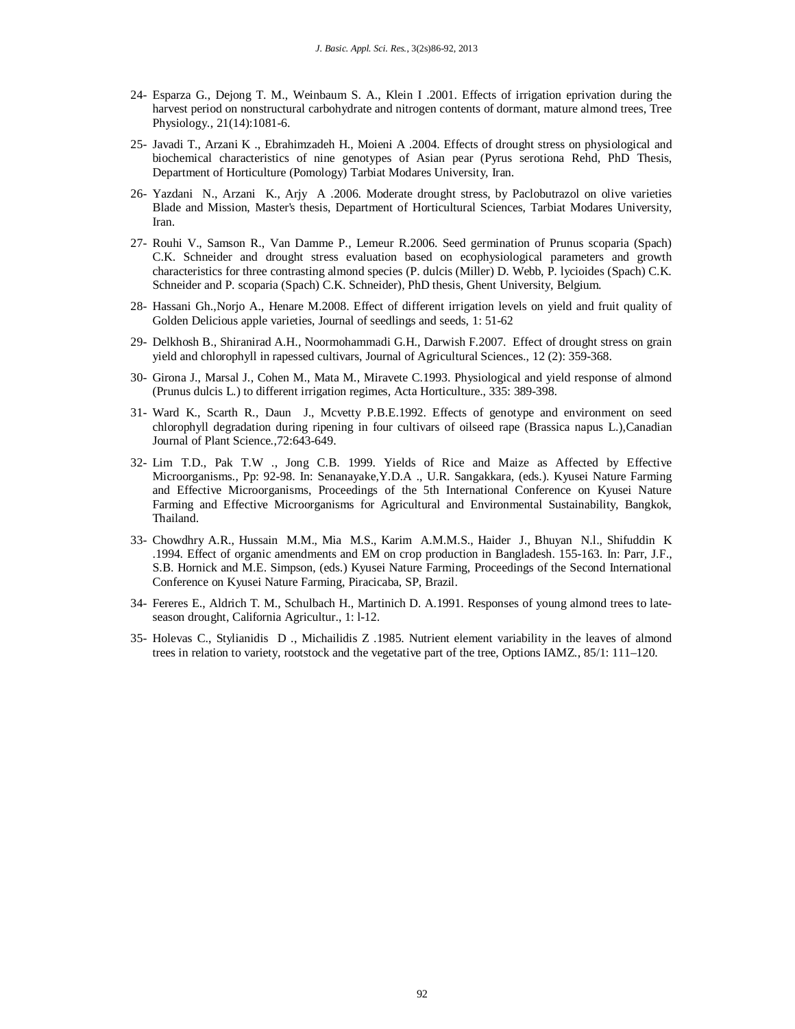24- Esparza G., Dejong T. M., Weinbaum S. A., Klein I .2001. Effects of irrigation eprivation during the harvest period on nonstructural carbohydrate and nitrogen contents of dormant, mature almond trees, Tree Physiology., 21(14):1081-6.

25- Javadi T., Arzani K ., Ebrahimzadeh H., Moieni A .2004. Effects of drought stress on physiological and biochemical characteristics of nine genotypes of Asian pear (Pyrus serotiona Rehd, PhD Thesis, Department of Horticulture (Pomology) Tarbiat Modares University, Iran.

26- Yazdani N., Arzani K., Arjy A .2006. Moderate drought stress, by Paclobutrazol on olive varieties Blade and Mission, Master's thesis, Department of Horticultural Sciences, Tarbiat Modares University, Iran.

27- Rouhi V., Samson R., Van Damme P., Lemeur R.2006. Seed germination of Prunus scoparia (Spach) C.K. Schneider and drought stress evaluation based on ecophysiological parameters and growth characteristics for three contrasting almond species (P. dulcis (Miller) D. Webb, P. lycioides (Spach) C.K. Schneider and P. scoparia (Spach) C.K. Schneider), PhD thesis, Ghent University, Belgium.

28- Hassani Gh.,Norjo A., Henare M.2008. Effect of different irrigation levels on yield and fruit quality of Golden Delicious apple varieties, Journal of seedlings and seeds, 1: 51-62

29- Delkhosh B., Shiranirad A.H., Noormohammadi G.H., Darwish F.2007. Effect of drought stress on grain yield and chlorophyll in rapessed cultivars, Journal of Agricultural Sciences., 12 (2): 359-368.

30- Girona J., Marsal J., Cohen M., Mata M., Miravete C.1993. Physiological and yield response of almond (Prunus dulcis L.) to different irrigation regimes, Acta Horticulture., 335: 389-398.

31- Ward K., Scarth R., Daun J., Mcvetty P.B.E.1992. Effects of genotype and environment on seed chlorophyll degradation during ripening in four cultivars of oilseed rape (Brassica napus L.),Canadian Journal of Plant Science.,72:643-649.

32- Lim T.D., Pak T.W ., Jong C.B. 1999. Yields of Rice and Maize as Affected by Effective Microorganisms., Pp: 92-98. In: Senanayake,Y.D.A ., U.R. Sangakkara, (eds.). Kyusei Nature Farming and Effective Microorganisms, Proceedings of the 5th International Conference on Kyusei Nature Farming and Effective Microorganisms for Agricultural and Environmental Sustainability, Bangkok, Thailand.

33- Chowdhry A.R., Hussain M.M., Mia M.S., Karim A.M.M.S., Haider J., Bhuyan N.l., Shifuddin K .1994. Effect of organic amendments and EM on crop production in Bangladesh. 155-163. In: Parr, J.F., S.B. Hornick and M.E. Simpson, (eds.) Kyusei Nature Farming, Proceedings of the Second International Conference on Kyusei Nature Farming, Piracicaba, SP, Brazil.

34- Fereres E., Aldrich T. M., Schulbach H., Martinich D. A.1991. Responses of young almond trees to late-season drought, California Agricultur., 1: l-12.

35- Holevas C., Stylianidis D ., Michailidis Z .1985. Nutrient element variability in the leaves of almond trees in relation to variety, rootstock and the vegetative part of the tree, Options IAMZ., 85/1: 111–120.